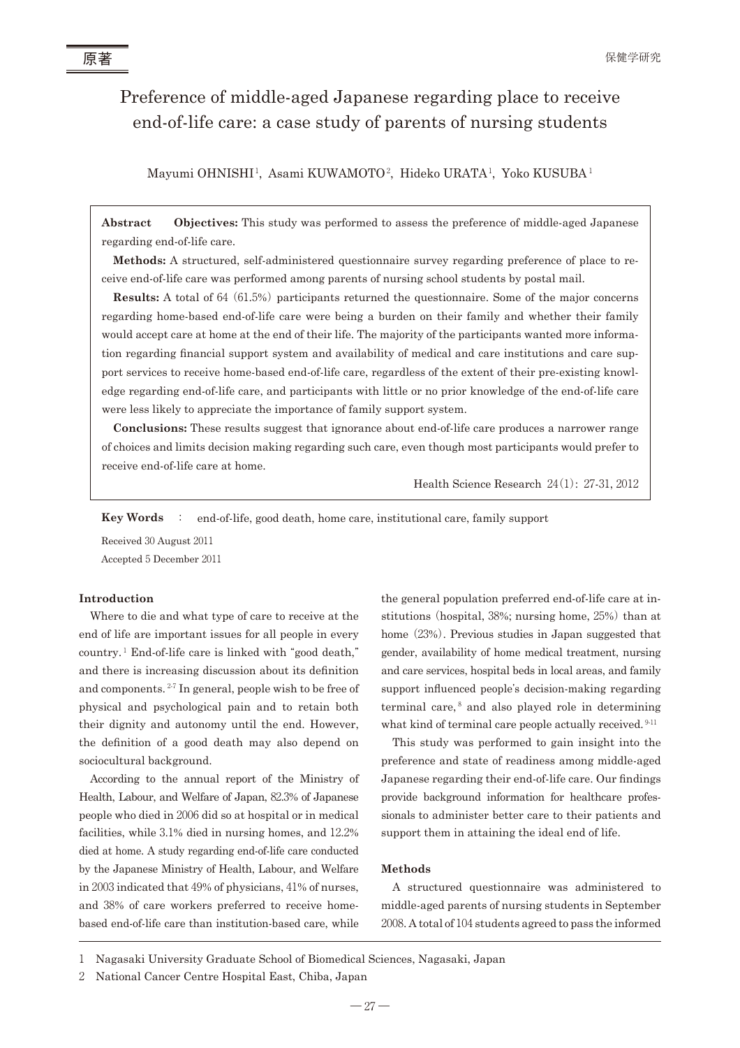原著

# Preference of middle-aged Japanese regarding place to receive end-of-life care: a case study of parents of nursing students

Mayumi OHNISHI[1], Asami KUWAMOTO[2], Hideko URATA[1], Yoko KUSUBA[1]

**Abstract** **Objectives:** This study was performed to assess the preference of middle-aged Japanese regarding end-of-life care.

**Methods:** A structured, self-administered questionnaire survey regarding preference of place to receive end-of-life care was performed among parents of nursing school students by postal mail.

**Results:** A total of 64 (61.5%) participants returned the questionnaire. Some of the major concerns regarding home-based end-of-life care were being a burden on their family and whether their family would accept care at home at the end of their life. The majority of the participants wanted more information regarding financial support system and availability of medical and care institutions and care support services to receive home-based end-of-life care, regardless of the extent of their pre-existing knowledge regarding end-of-life care, and participants with little or no prior knowledge of the end-of-life care were less likely to appreciate the importance of family support system.

**Conclusions:** These results suggest that ignorance about end-of-life care produces a narrower range of choices and limits decision making regarding such care, even though most participants would prefer to receive end-of-life care at home.

Health Science Research 24(1): 27-31, 2012

**Key Words** : end-of-life, good death, home care, institutional care, family support

Received 30 August 2011

Accepted 5 December 2011

## Introduction

Where to die and what type of care to receive at the end of life are important issues for all people in every country.[1] End-of-life care is linked with "good death," and there is increasing discussion about its definition and components.[2-7] In general, people wish to be free of physical and psychological pain and to retain both their dignity and autonomy until the end. However, the definition of a good death may also depend on sociocultural background.

According to the annual report of the Ministry of Health, Labour, and Welfare of Japan, 82.3% of Japanese people who died in 2006 did so at hospital or in medical facilities, while 3.1% died in nursing homes, and 12.2% died at home. A study regarding end-of-life care conducted by the Japanese Ministry of Health, Labour, and Welfare in 2003 indicated that 49% of physicians, 41% of nurses, and 38% of care workers preferred to receive home-based end-of-life care than institution-based care, while the general population preferred end-of-life care at institutions (hospital, 38%; nursing home, 25%) than at home (23%). Previous studies in Japan suggested that gender, availability of home medical treatment, nursing and care services, hospital beds in local areas, and family support influenced people's decision-making regarding terminal care,[8] and also played role in determining what kind of terminal care people actually received.[9-11]

This study was performed to gain insight into the preference and state of readiness among middle-aged Japanese regarding their end-of-life care. Our findings provide background information for healthcare professionals to administer better care to their patients and support them in attaining the ideal end of life.

## Methods

A structured questionnaire was administered to middle-aged parents of nursing students in September 2008. A total of 104 students agreed to pass the informed

---

1 Nagasaki University Graduate School of Biomedical Sciences, Nagasaki, Japan

2 National Cancer Centre Hospital East, Chiba, Japan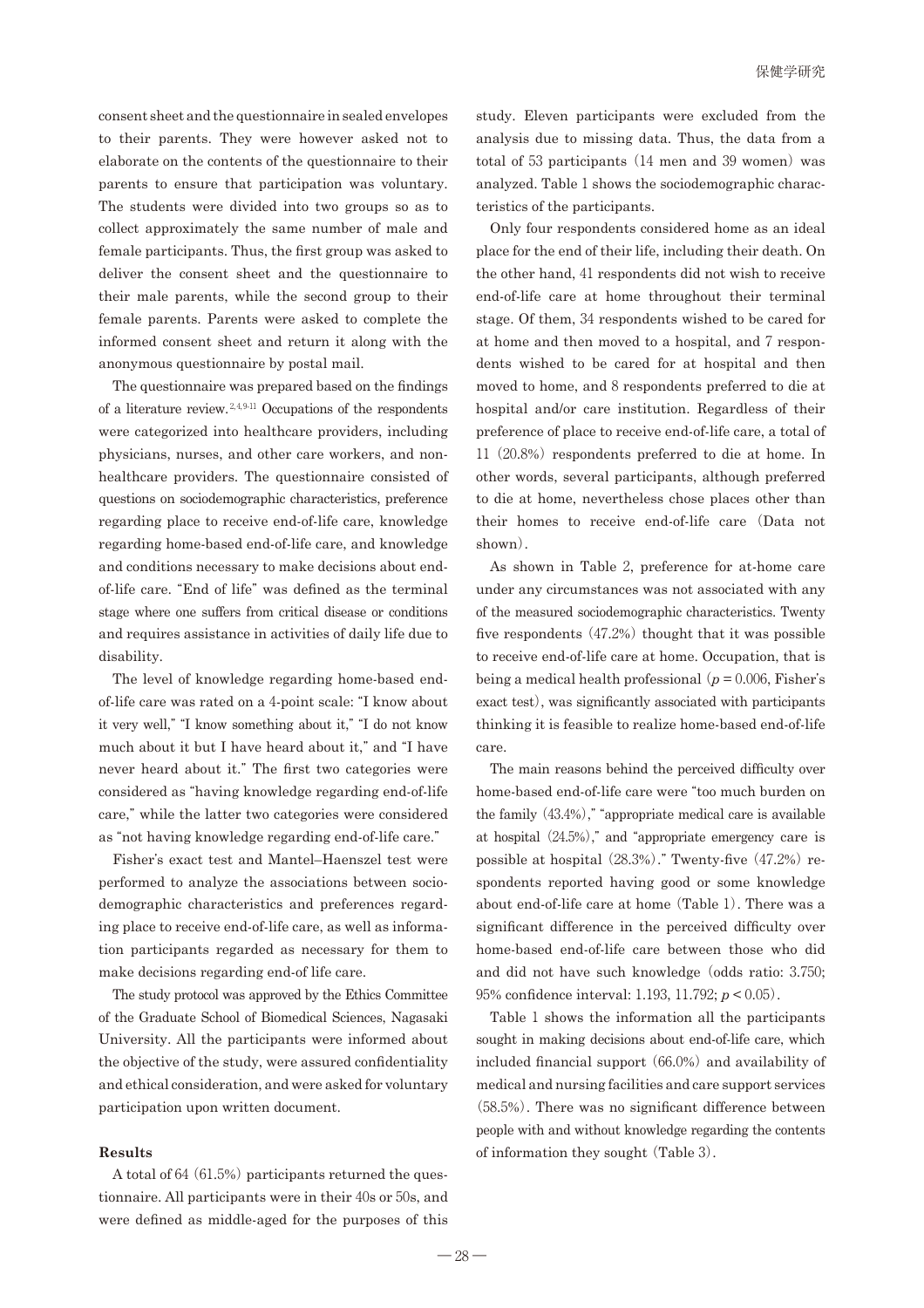consent sheet and the questionnaire in sealed envelopes to their parents. They were however asked not to elaborate on the contents of the questionnaire to their parents to ensure that participation was voluntary. The students were divided into two groups so as to collect approximately the same number of male and female participants. Thus, the first group was asked to deliver the consent sheet and the questionnaire to their male parents, while the second group to their female parents. Parents were asked to complete the informed consent sheet and return it along with the anonymous questionnaire by postal mail.

The questionnaire was prepared based on the findings of a literature review.[2,4,9-11] Occupations of the respondents were categorized into healthcare providers, including physicians, nurses, and other care workers, and non-healthcare providers. The questionnaire consisted of questions on sociodemographic characteristics, preference regarding place to receive end-of-life care, knowledge regarding home-based end-of-life care, and knowledge and conditions necessary to make decisions about end-of-life care. "End of life" was defined as the terminal stage where one suffers from critical disease or conditions and requires assistance in activities of daily life due to disability.

The level of knowledge regarding home-based end-of-life care was rated on a 4-point scale: "I know about it very well," "I know something about it," "I do not know much about it but I have heard about it," and "I have never heard about it." The first two categories were considered as "having knowledge regarding end-of-life care," while the latter two categories were considered as "not having knowledge regarding end-of-life care."

Fisher's exact test and Mantel–Haenszel test were performed to analyze the associations between sociodemographic characteristics and preferences regarding place to receive end-of-life care, as well as information participants regarded as necessary for them to make decisions regarding end-of life care.

The study protocol was approved by the Ethics Committee of the Graduate School of Biomedical Sciences, Nagasaki University. All the participants were informed about the objective of the study, were assured confidentiality and ethical consideration, and were asked for voluntary participation upon written document.

**Results**

A total of 64 (61.5%) participants returned the questionnaire. All participants were in their 40s or 50s, and were defined as middle-aged for the purposes of this study. Eleven participants were excluded from the analysis due to missing data. Thus, the data from a total of 53 participants (14 men and 39 women) was analyzed. Table 1 shows the sociodemographic characteristics of the participants.

Only four respondents considered home as an ideal place for the end of their life, including their death. On the other hand, 41 respondents did not wish to receive end-of-life care at home throughout their terminal stage. Of them, 34 respondents wished to be cared for at home and then moved to a hospital, and 7 respondents wished to be cared for at hospital and then moved to home, and 8 respondents preferred to die at hospital and/or care institution. Regardless of their preference of place to receive end-of-life care, a total of 11 (20.8%) respondents preferred to die at home. In other words, several participants, although preferred to die at home, nevertheless chose places other than their homes to receive end-of-life care (Data not shown).

As shown in Table 2, preference for at-home care under any circumstances was not associated with any of the measured sociodemographic characteristics. Twenty five respondents (47.2%) thought that it was possible to receive end-of-life care at home. Occupation, that is being a medical health professional ($p = 0.006$, Fisher's exact test), was significantly associated with participants thinking it is feasible to realize home-based end-of-life care.

The main reasons behind the perceived difficulty over home-based end-of-life care were "too much burden on the family (43.4%)," "appropriate medical care is available at hospital (24.5%)," and "appropriate emergency care is possible at hospital (28.3%)." Twenty-five (47.2%) respondents reported having good or some knowledge about end-of-life care at home (Table 1). There was a significant difference in the perceived difficulty over home-based end-of-life care between those who did and did not have such knowledge (odds ratio: 3.750; 95% confidence interval: 1.193, 11.792; $p < 0.05$).

Table 1 shows the information all the participants sought in making decisions about end-of-life care, which included financial support (66.0%) and availability of medical and nursing facilities and care support services (58.5%). There was no significant difference between people with and without knowledge regarding the contents of information they sought (Table 3).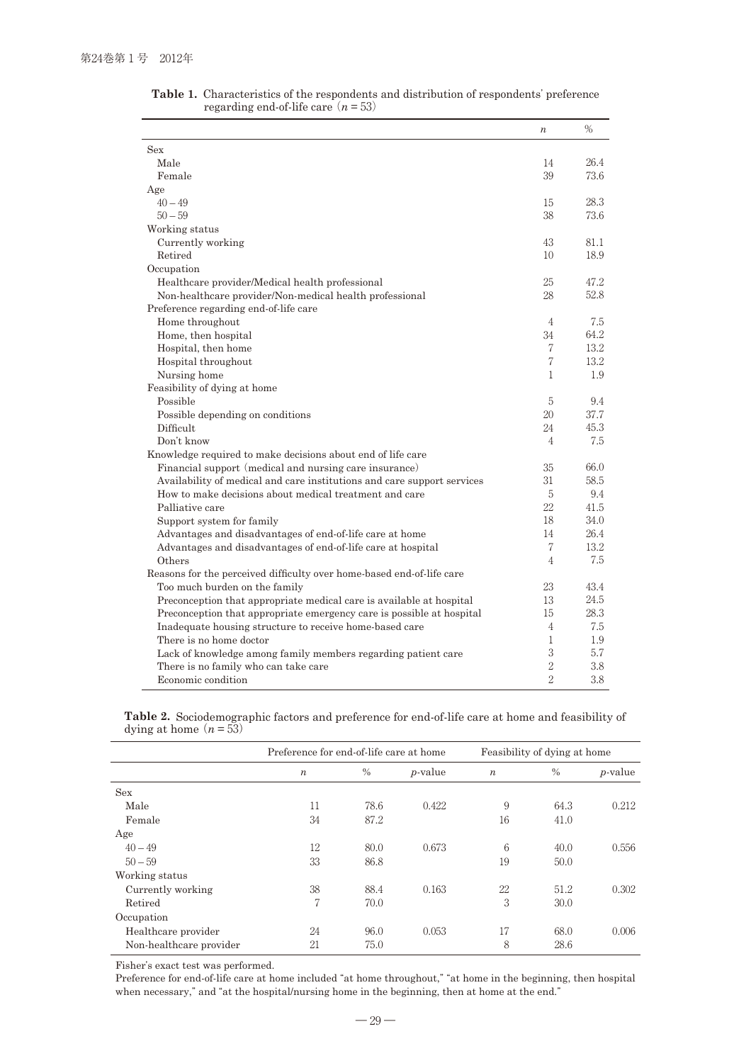**Table 1.** Characteristics of the respondents and distribution of respondents' preference regarding end-of-life care ($n = 53$)

| | $n$ | % |
|---|---|---|
| Sex | | |
| Male | 14 | 26.4 |
| Female | 39 | 73.6 |
| Age | | |
| 40 – 49 | 15 | 28.3 |
| 50 – 59 | 38 | 73.6 |
| Working status | | |
| Currently working | 43 | 81.1 |
| Retired | 10 | 18.9 |
| Occupation | | |
| Healthcare provider/Medical health professional | 25 | 47.2 |
| Non-healthcare provider/Non-medical health professional | 28 | 52.8 |
| Preference regarding end-of-life care | | |
| Home throughout | 4 | 7.5 |
| Home, then hospital | 34 | 64.2 |
| Hospital, then home | 7 | 13.2 |
| Hospital throughout | 7 | 13.2 |
| Nursing home | 1 | 1.9 |
| Feasibility of dying at home | | |
| Possible | 5 | 9.4 |
| Possible depending on conditions | 20 | 37.7 |
| Difficult | 24 | 45.3 |
| Don't know | 4 | 7.5 |
| Knowledge required to make decisions about end of life care | | |
| Financial support (medical and nursing care insurance) | 35 | 66.0 |
| Availability of medical and care institutions and care support services | 31 | 58.5 |
| How to make decisions about medical treatment and care | 5 | 9.4 |
| Palliative care | 22 | 41.5 |
| Support system for family | 18 | 34.0 |
| Advantages and disadvantages of end-of-life care at home | 14 | 26.4 |
| Advantages and disadvantages of end-of-life care at hospital | 7 | 13.2 |
| Others | 4 | 7.5 |
| Reasons for the perceived difficulty over home-based end-of-life care | | |
| Too much burden on the family | 23 | 43.4 |
| Preconception that appropriate medical care is available at hospital | 13 | 24.5 |
| Preconception that appropriate emergency care is possible at hospital | 15 | 28.3 |
| Inadequate housing structure to receive home-based care | 4 | 7.5 |
| There is no home doctor | 1 | 1.9 |
| Lack of knowledge among family members regarding patient care | 3 | 5.7 |
| There is no family who can take care | 2 | 3.8 |
| Economic condition | 2 | 3.8 |

**Table 2.** Sociodemographic factors and preference for end-of-life care at home and feasibility of dying at home ($n = 53$)

| | Preference for end-of-life care at home | | | Feasibility of dying at home | | |
|---|---|---|---|---|---|---|
| | $n$ | % | $p$-value | $n$ | % | $p$-value |
| Sex | | | | | | |
| Male | 11 | 78.6 | 0.422 | 9 | 64.3 | 0.212 |
| Female | 34 | 87.2 | | 16 | 41.0 | |
| Age | | | | | | |
| 40 – 49 | 12 | 80.0 | 0.673 | 6 | 40.0 | 0.556 |
| 50 – 59 | 33 | 86.8 | | 19 | 50.0 | |
| Working status | | | | | | |
| Currently working | 38 | 88.4 | 0.163 | 22 | 51.2 | 0.302 |
| Retired | 7 | 70.0 | | 3 | 30.0 | |
| Occupation | | | | | | |
| Healthcare provider | 24 | 96.0 | 0.053 | 17 | 68.0 | 0.006 |
| Non-healthcare provider | 21 | 75.0 | | 8 | 28.6 | |

Fisher's exact test was performed.

Preference for end-of-life care at home included "at home throughout," "at home in the beginning, then hospital when necessary," and "at the hospital/nursing home in the beginning, then at home at the end."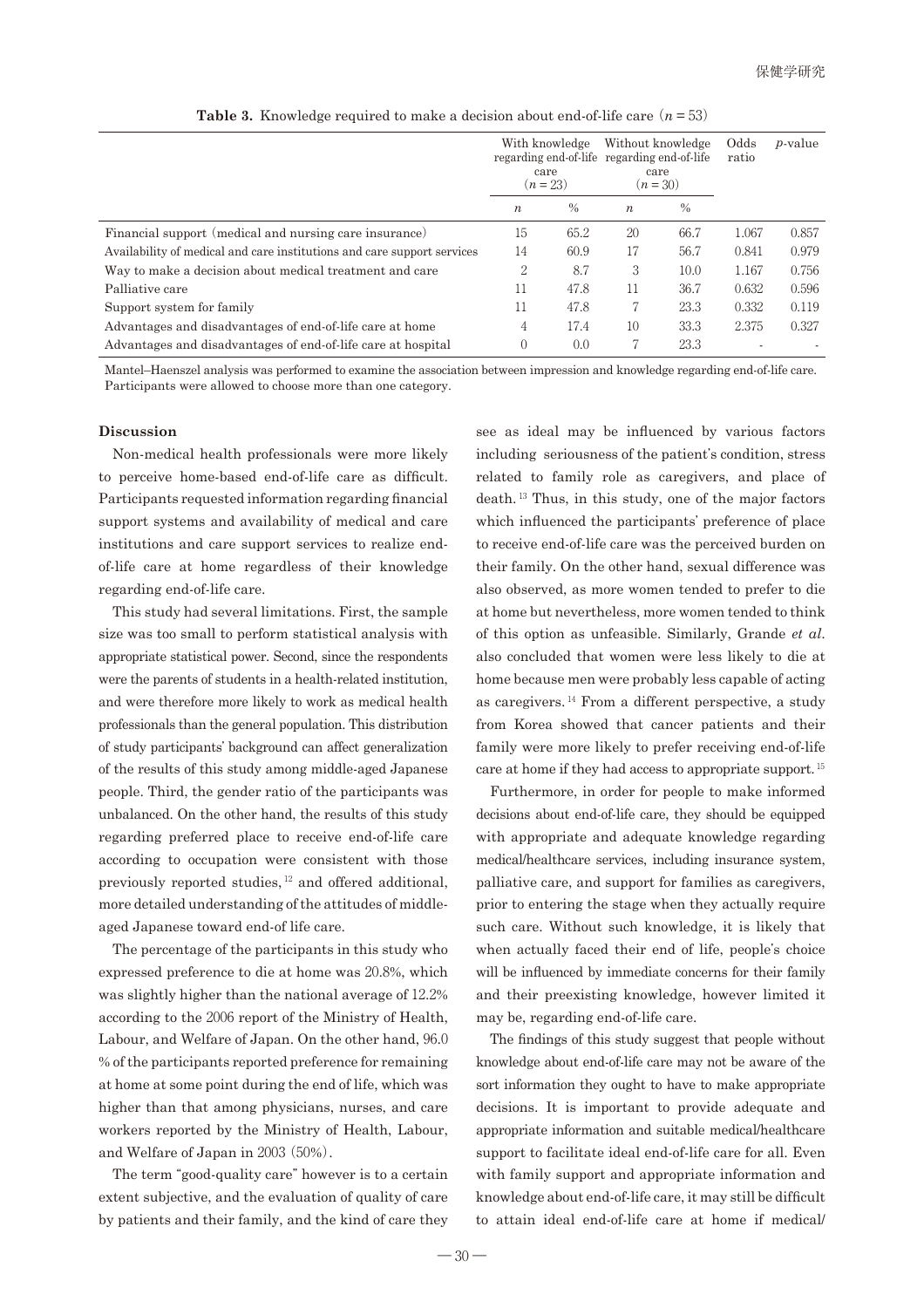**Table 3.** Knowledge required to make a decision about end-of-life care ($n = 53$)

| | With knowledge regarding end-of-life care ($n = 23$) | | Without knowledge regarding end-of-life care ($n = 30$) | | Odds ratio | $p$-value |
|---|---|---|---|---|---|---|
| | $n$ | % | $n$ | % | | |
| Financial support (medical and nursing care insurance) | 15 | 65.2 | 20 | 66.7 | 1.067 | 0.857 |
| Availability of medical and care institutions and care support services | 14 | 60.9 | 17 | 56.7 | 0.841 | 0.979 |
| Way to make a decision about medical treatment and care | 2 | 8.7 | 3 | 10.0 | 1.167 | 0.756 |
| Palliative care | 11 | 47.8 | 11 | 36.7 | 0.632 | 0.596 |
| Support system for family | 11 | 47.8 | 7 | 23.3 | 0.332 | 0.119 |
| Advantages and disadvantages of end-of-life care at home | 4 | 17.4 | 10 | 33.3 | 2.375 | 0.327 |
| Advantages and disadvantages of end-of-life care at hospital | 0 | 0.0 | 7 | 23.3 | - | - |

Mantel–Haenszel analysis was performed to examine the association between impression and knowledge regarding end-of-life care. Participants were allowed to choose more than one category.

## Discussion

Non-medical health professionals were more likely to perceive home-based end-of-life care as difficult. Participants requested information regarding financial support systems and availability of medical and care institutions and care support services to realize end-of-life care at home regardless of their knowledge regarding end-of-life care.

This study had several limitations. First, the sample size was too small to perform statistical analysis with appropriate statistical power. Second, since the respondents were the parents of students in a health-related institution, and were therefore more likely to work as medical health professionals than the general population. This distribution of study participants' background can affect generalization of the results of this study among middle-aged Japanese people. Third, the gender ratio of the participants was unbalanced. On the other hand, the results of this study regarding preferred place to receive end-of-life care according to occupation were consistent with those previously reported studies,[12] and offered additional, more detailed understanding of the attitudes of middle-aged Japanese toward end-of life care.

The percentage of the participants in this study who expressed preference to die at home was 20.8%, which was slightly higher than the national average of 12.2% according to the 2006 report of the Ministry of Health, Labour, and Welfare of Japan. On the other hand, 96.0 % of the participants reported preference for remaining at home at some point during the end of life, which was higher than that among physicians, nurses, and care workers reported by the Ministry of Health, Labour, and Welfare of Japan in 2003 (50%).

The term "good-quality care" however is to a certain extent subjective, and the evaluation of quality of care by patients and their family, and the kind of care they see as ideal may be influenced by various factors including seriousness of the patient's condition, stress related to family role as caregivers, and place of death.[13] Thus, in this study, one of the major factors which influenced the participants' preference of place to receive end-of-life care was the perceived burden on their family. On the other hand, sexual difference was also observed, as more women tended to prefer to die at home but nevertheless, more women tended to think of this option as unfeasible. Similarly, Grande *et al.* also concluded that women were less likely to die at home because men were probably less capable of acting as caregivers.[14] From a different perspective, a study from Korea showed that cancer patients and their family were more likely to prefer receiving end-of-life care at home if they had access to appropriate support.[15]

Furthermore, in order for people to make informed decisions about end-of-life care, they should be equipped with appropriate and adequate knowledge regarding medical/healthcare services, including insurance system, palliative care, and support for families as caregivers, prior to entering the stage when they actually require such care. Without such knowledge, it is likely that when actually faced their end of life, people's choice will be influenced by immediate concerns for their family and their preexisting knowledge, however limited it may be, regarding end-of-life care.

The findings of this study suggest that people without knowledge about end-of-life care may not be aware of the sort information they ought to have to make appropriate decisions. It is important to provide adequate and appropriate information and suitable medical/healthcare support to facilitate ideal end-of-life care for all. Even with family support and appropriate information and knowledge about end-of-life care, it may still be difficult to attain ideal end-of-life care at home if medical/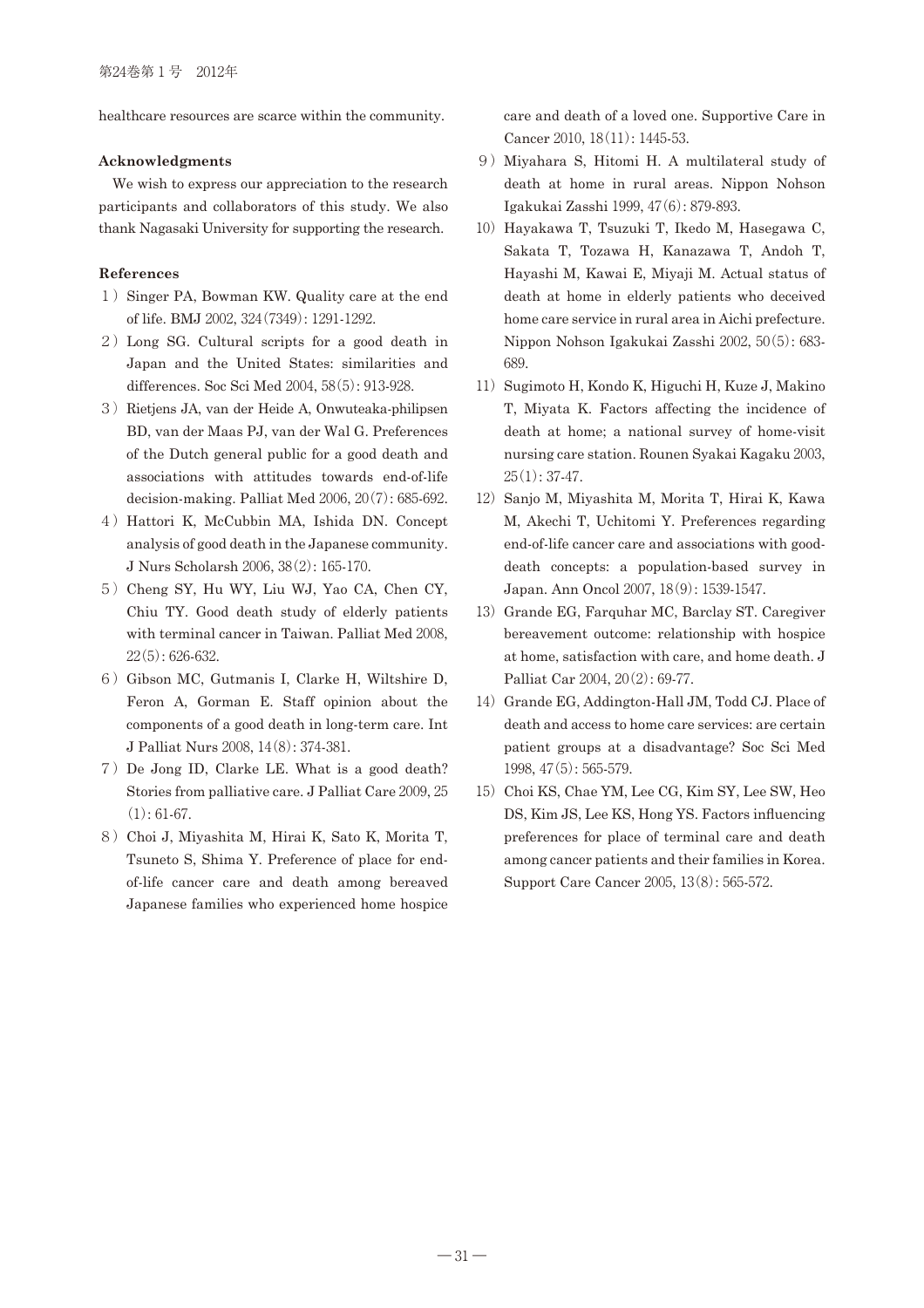healthcare resources are scarce within the community.

**Acknowledgments**

We wish to express our appreciation to the research participants and collaborators of this study. We also thank Nagasaki University for supporting the research.

**References**

1) Singer PA, Bowman KW. Quality care at the end of life. BMJ 2002, 324(7349): 1291-1292.
2) Long SG. Cultural scripts for a good death in Japan and the United States: similarities and differences. Soc Sci Med 2004, 58(5): 913-928.
3) Rietjens JA, van der Heide A, Onwuteaka-philipsen BD, van der Maas PJ, van der Wal G. Preferences of the Dutch general public for a good death and associations with attitudes towards end-of-life decision-making. Palliat Med 2006, 20(7): 685-692.
4) Hattori K, McCubbin MA, Ishida DN. Concept analysis of good death in the Japanese community. J Nurs Scholarsh 2006, 38(2): 165-170.
5) Cheng SY, Hu WY, Liu WJ, Yao CA, Chen CY, Chiu TY. Good death study of elderly patients with terminal cancer in Taiwan. Palliat Med 2008, 22(5): 626-632.
6) Gibson MC, Gutmanis I, Clarke H, Wiltshire D, Feron A, Gorman E. Staff opinion about the components of a good death in long-term care. Int J Palliat Nurs 2008, 14(8): 374-381.
7) De Jong ID, Clarke LE. What is a good death? Stories from palliative care. J Palliat Care 2009, 25 (1): 61-67.
8) Choi J, Miyashita M, Hirai K, Sato K, Morita T, Tsuneto S, Shima Y. Preference of place for end-of-life cancer care and death among bereaved Japanese families who experienced home hospice care and death of a loved one. Supportive Care in Cancer 2010, 18(11): 1445-53.
9) Miyahara S, Hitomi H. A multilateral study of death at home in rural areas. Nippon Nohson Igakukai Zasshi 1999, 47(6): 879-893.
10) Hayakawa T, Tsuzuki T, Ikedo M, Hasegawa C, Sakata T, Tozawa H, Kanazawa T, Andoh T, Hayashi M, Kawai E, Miyaji M. Actual status of death at home in elderly patients who deceived home care service in rural area in Aichi prefecture. Nippon Nohson Igakukai Zasshi 2002, 50(5): 683-689.
11) Sugimoto H, Kondo K, Higuchi H, Kuze J, Makino T, Miyata K. Factors affecting the incidence of death at home; a national survey of home-visit nursing care station. Rounen Syakai Kagaku 2003, 25(1): 37-47.
12) Sanjo M, Miyashita M, Morita T, Hirai K, Kawa M, Akechi T, Uchitomi Y. Preferences regarding end-of-life cancer care and associations with good-death concepts: a population-based survey in Japan. Ann Oncol 2007, 18(9): 1539-1547.
13) Grande EG, Farquhar MC, Barclay ST. Caregiver bereavement outcome: relationship with hospice at home, satisfaction with care, and home death. J Palliat Car 2004, 20(2): 69-77.
14) Grande EG, Addington-Hall JM, Todd CJ. Place of death and access to home care services: are certain patient groups at a disadvantage? Soc Sci Med 1998, 47(5): 565-579.
15) Choi KS, Chae YM, Lee CG, Kim SY, Lee SW, Heo DS, Kim JS, Lee KS, Hong YS. Factors influencing preferences for place of terminal care and death among cancer patients and their families in Korea. Support Care Cancer 2005, 13(8): 565-572.